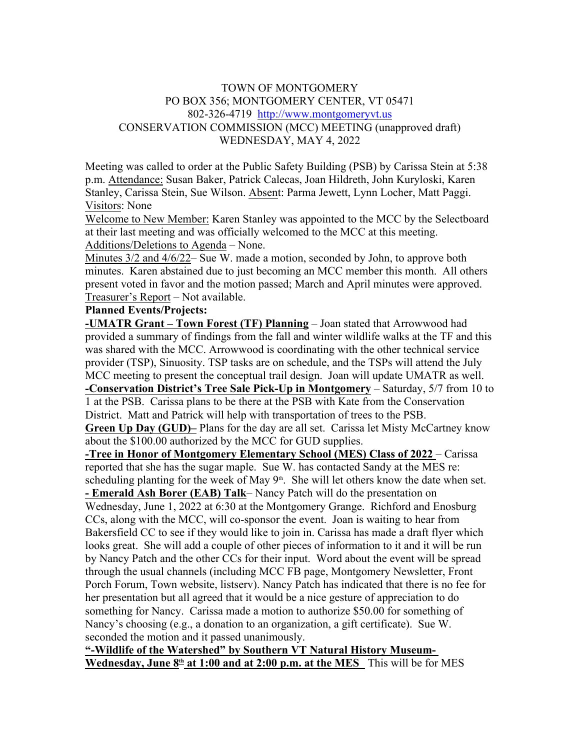TOWN OF MONTGOMERY
PO BOX 356; MONTGOMERY CENTER, VT 05471
802-326-4719 http://www.montgomeryvt.us
CONSERVATION COMMISSION (MCC) MEETING (unapproved draft)
WEDNESDAY, MAY 4, 2022

Meeting was called to order at the Public Safety Building (PSB) by Carissa Stein at 5:38 p.m. Attendance: Susan Baker, Patrick Calecas, Joan Hildreth, John Kuryloski, Karen Stanley, Carissa Stein, Sue Wilson. Absent: Parma Jewett, Lynn Locher, Matt Paggi. Visitors: None

Welcome to New Member: Karen Stanley was appointed to the MCC by the Selectboard at their last meeting and was officially welcomed to the MCC at this meeting.

Additions/Deletions to Agenda – None.

Minutes 3/2 and 4/6/22– Sue W. made a motion, seconded by John, to approve both minutes. Karen abstained due to just becoming an MCC member this month. All others present voted in favor and the motion passed; March and April minutes were approved.

Treasurer's Report – Not available.

**Planned Events/Projects:**

**-UMATR Grant – Town Forest (TF) Planning** – Joan stated that Arrowwood had provided a summary of findings from the fall and winter wildlife walks at the TF and this was shared with the MCC. Arrowwood is coordinating with the other technical service provider (TSP), Sinuosity. TSP tasks are on schedule, and the TSPs will attend the July MCC meeting to present the conceptual trail design. Joan will update UMATR as well.

**-Conservation District's Tree Sale Pick-Up in Montgomery** – Saturday, 5/7 from 10 to 1 at the PSB. Carissa plans to be there at the PSB with Kate from the Conservation District. Matt and Patrick will help with transportation of trees to the PSB.

**Green Up Day (GUD)–** Plans for the day are all set. Carissa let Misty McCartney know about the $100.00 authorized by the MCC for GUD supplies.

**-Tree in Honor of Montgomery Elementary School (MES) Class of 2022** – Carissa reported that she has the sugar maple. Sue W. has contacted Sandy at the MES re: scheduling planting for the week of May 9th. She will let others know the date when set.

**- Emerald Ash Borer (EAB) Talk**– Nancy Patch will do the presentation on Wednesday, June 1, 2022 at 6:30 at the Montgomery Grange. Richford and Enosburg CCs, along with the MCC, will co-sponsor the event. Joan is waiting to hear from Bakersfield CC to see if they would like to join in. Carissa has made a draft flyer which looks great. She will add a couple of other pieces of information to it and it will be run by Nancy Patch and the other CCs for their input. Word about the event will be spread through the usual channels (including MCC FB page, Montgomery Newsletter, Front Porch Forum, Town website, listserv). Nancy Patch has indicated that there is no fee for her presentation but all agreed that it would be a nice gesture of appreciation to do something for Nancy. Carissa made a motion to authorize $50.00 for something of Nancy's choosing (e.g., a donation to an organization, a gift certificate). Sue W. seconded the motion and it passed unanimously.

**"-Wildlife of the Watershed" by Southern VT Natural History Museum- Wednesday, June 8th at 1:00 and at 2:00 p.m. at the MES** This will be for MES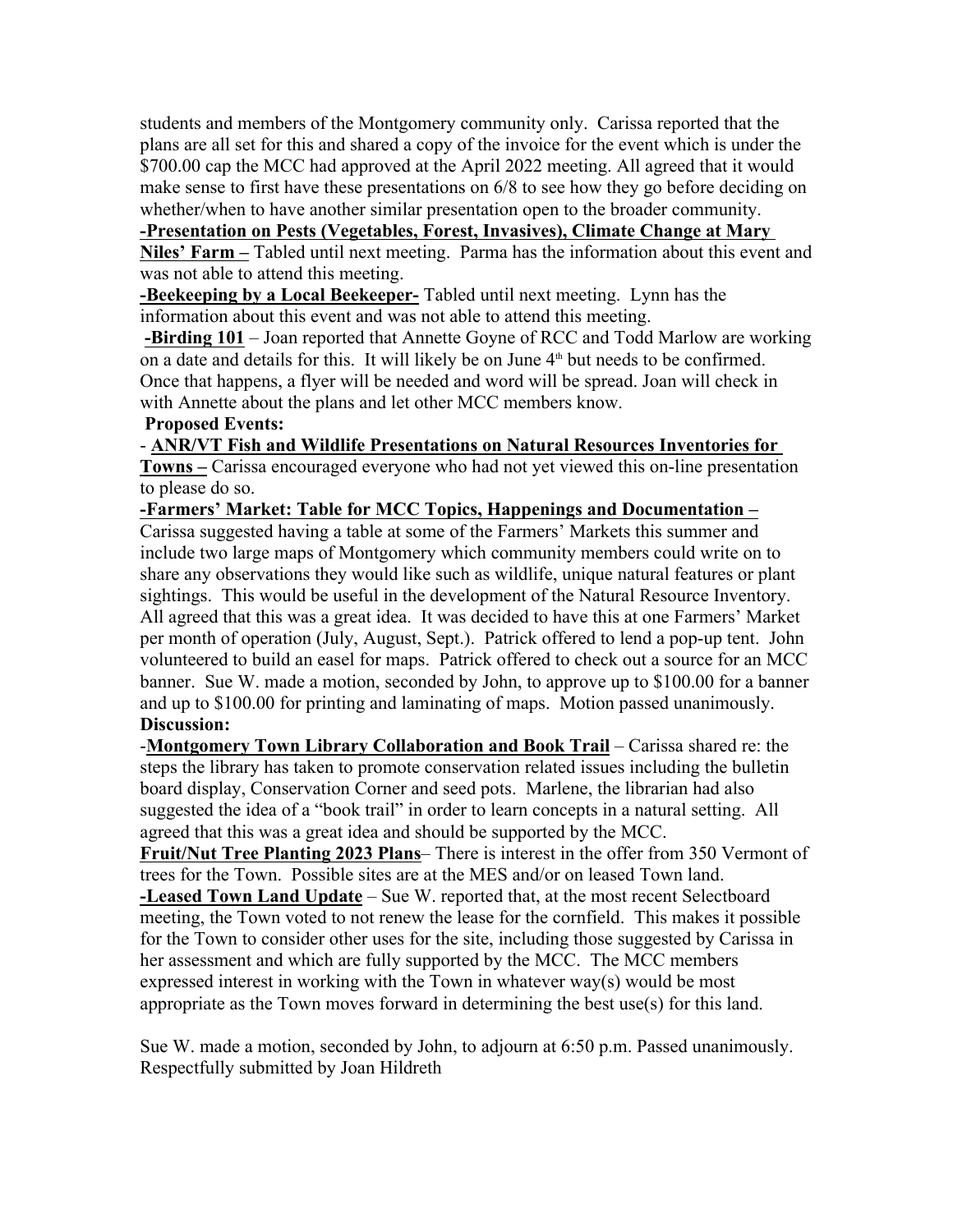students and members of the Montgomery community only. Carissa reported that the plans are all set for this and shared a copy of the invoice for the event which is under the $700.00 cap the MCC had approved at the April 2022 meeting. All agreed that it would make sense to first have these presentations on 6/8 to see how they go before deciding on whether/when to have another similar presentation open to the broader community.

**-Presentation on Pests (Vegetables, Forest, Invasives), Climate Change at Mary Niles' Farm –** Tabled until next meeting. Parma has the information about this event and was not able to attend this meeting.

**-Beekeeping by a Local Beekeeper-** Tabled until next meeting. Lynn has the information about this event and was not able to attend this meeting.

**-Birding 101** – Joan reported that Annette Goyne of RCC and Todd Marlow are working on a date and details for this. It will likely be on June 4th but needs to be confirmed. Once that happens, a flyer will be needed and word will be spread. Joan will check in with Annette about the plans and let other MCC members know.

**Proposed Events:**

- **ANR/VT Fish and Wildlife Presentations on Natural Resources Inventories for Towns –** Carissa encouraged everyone who had not yet viewed this on-line presentation to please do so.

**-Farmers' Market: Table for MCC Topics, Happenings and Documentation –** Carissa suggested having a table at some of the Farmers' Markets this summer and include two large maps of Montgomery which community members could write on to share any observations they would like such as wildlife, unique natural features or plant sightings. This would be useful in the development of the Natural Resource Inventory. All agreed that this was a great idea. It was decided to have this at one Farmers' Market per month of operation (July, August, Sept.). Patrick offered to lend a pop-up tent. John volunteered to build an easel for maps. Patrick offered to check out a source for an MCC banner. Sue W. made a motion, seconded by John, to approve up to $100.00 for a banner and up to $100.00 for printing and laminating of maps. Motion passed unanimously.

**Discussion:**

-**Montgomery Town Library Collaboration and Book Trail** – Carissa shared re: the steps the library has taken to promote conservation related issues including the bulletin board display, Conservation Corner and seed pots. Marlene, the librarian had also suggested the idea of a "book trail" in order to learn concepts in a natural setting. All agreed that this was a great idea and should be supported by the MCC.

**Fruit/Nut Tree Planting 2023 Plans**– There is interest in the offer from 350 Vermont of trees for the Town. Possible sites are at the MES and/or on leased Town land.

**-Leased Town Land Update** – Sue W. reported that, at the most recent Selectboard meeting, the Town voted to not renew the lease for the cornfield. This makes it possible for the Town to consider other uses for the site, including those suggested by Carissa in her assessment and which are fully supported by the MCC. The MCC members expressed interest in working with the Town in whatever way(s) would be most appropriate as the Town moves forward in determining the best use(s) for this land.

Sue W. made a motion, seconded by John, to adjourn at 6:50 p.m. Passed unanimously.
Respectfully submitted by Joan Hildreth